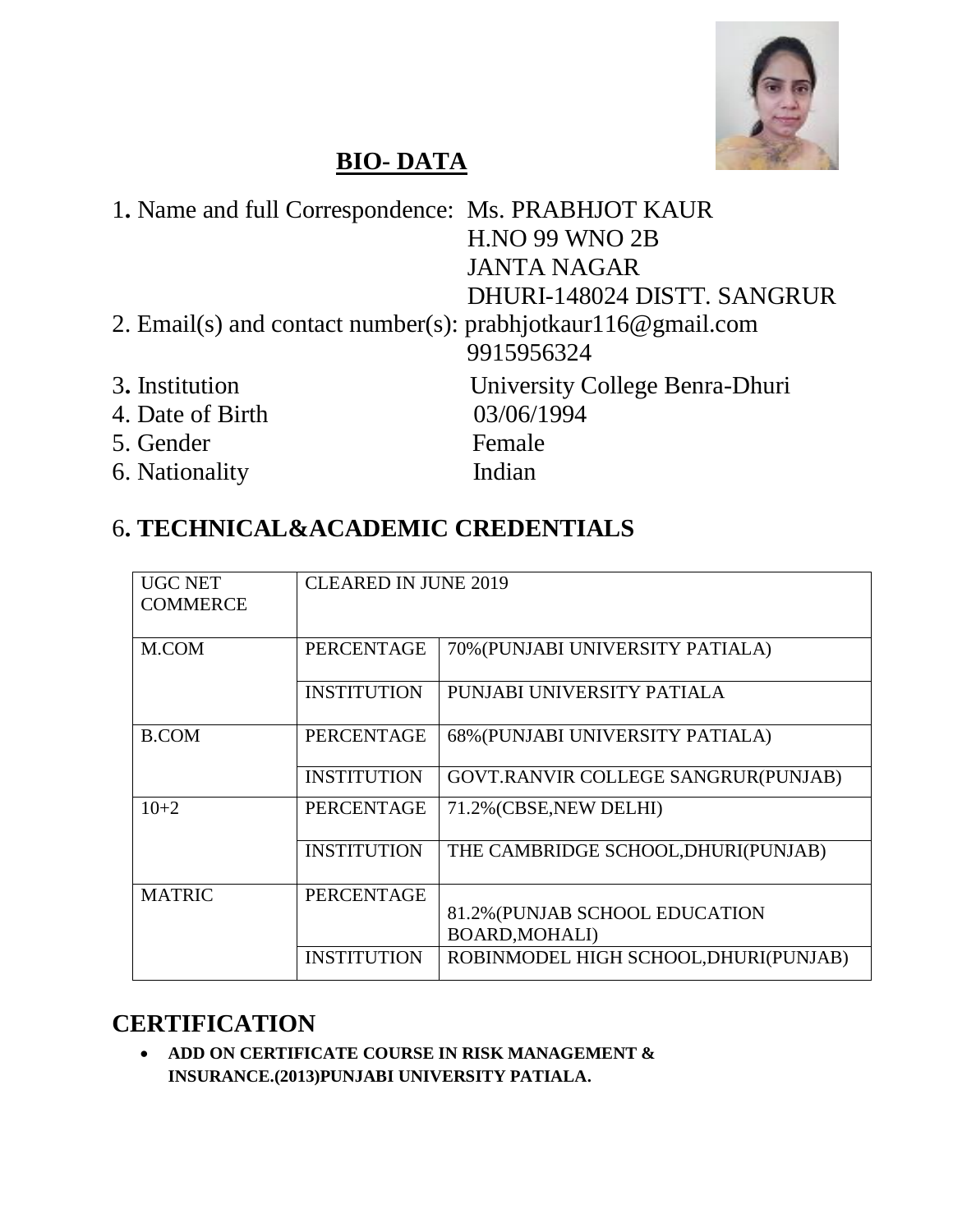# BIO- DATA

1**.** Name and full Correspondence: Ms. PRABHJOT KAUR
H.NO 99 WNO 2B
JANTA NAGAR
DHURI-148024 DISTT. SANGRUR

2. Email(s) and contact number(s): prabhjotkaur116@gmail.com
9915956324

3**.** Institution University College Benra-Dhuri

4. Date of Birth 03/06/1994

5. Gender Female

6. Nationality Indian

## 6**. TECHNICAL&ACADEMIC CREDENTIALS**

| UGC NET COMMERCE | CLEARED IN JUNE 2019 | |
|---|---|---|
| M.COM | PERCENTAGE | 70%(PUNJABI UNIVERSITY PATIALA) |
| | INSTITUTION | PUNJABI UNIVERSITY PATIALA |
| B.COM | PERCENTAGE | 68%(PUNJABI UNIVERSITY PATIALA) |
| | INSTITUTION | GOVT.RANVIR COLLEGE SANGRUR(PUNJAB) |
| 10+2 | PERCENTAGE | 71.2%(CBSE,NEW DELHI) |
| | INSTITUTION | THE CAMBRIDGE SCHOOL,DHURI(PUNJAB) |
| MATRIC | PERCENTAGE | 81.2%(PUNJAB SCHOOL EDUCATION BOARD,MOHALI) |
| | INSTITUTION | ROBINMODEL HIGH SCHOOL,DHURI(PUNJAB) |

## CERTIFICATION

- **ADD ON CERTIFICATE COURSE IN RISK MANAGEMENT & INSURANCE.(2013)PUNJABI UNIVERSITY PATIALA.**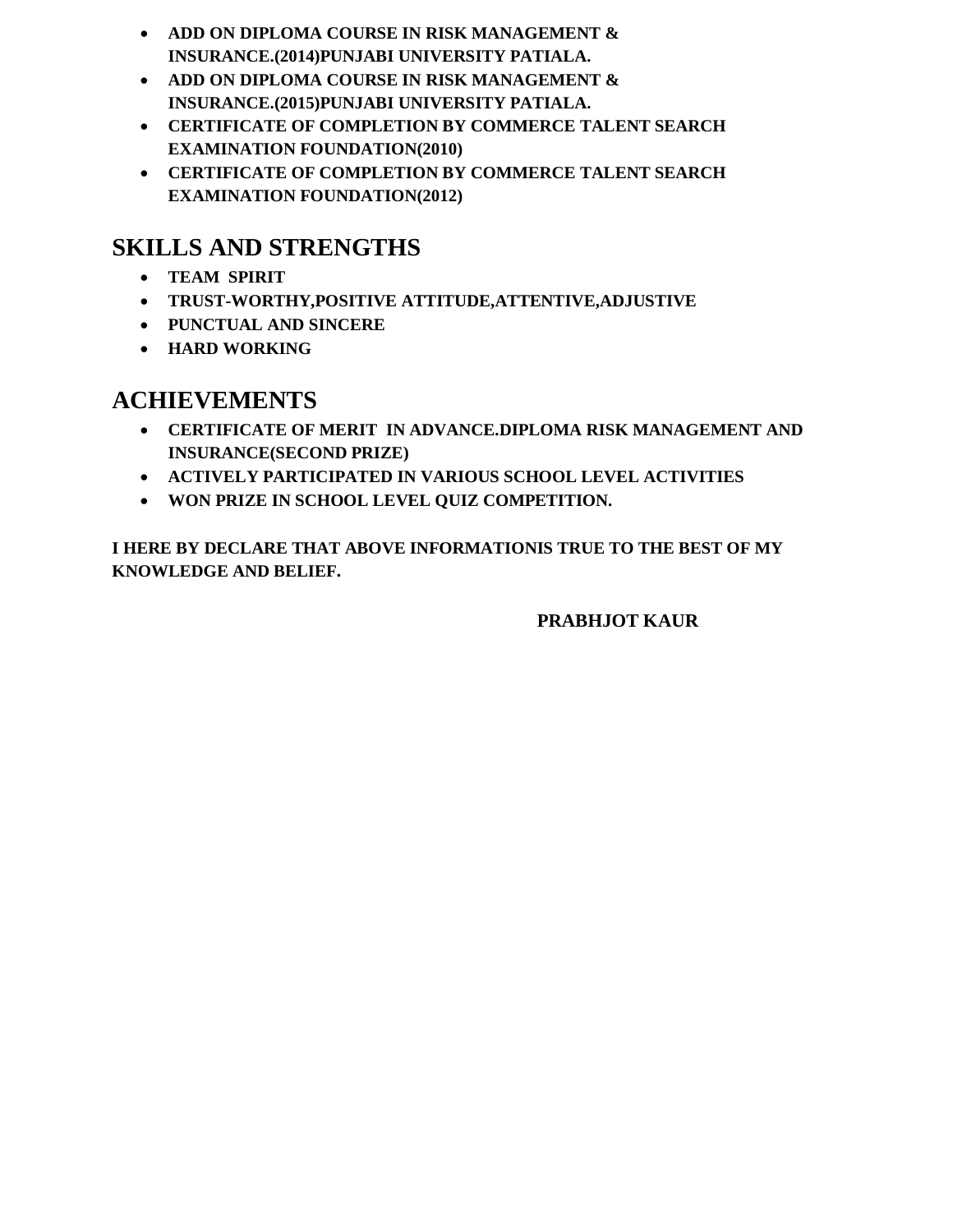- **ADD ON DIPLOMA COURSE IN RISK MANAGEMENT & INSURANCE.(2014)PUNJABI UNIVERSITY PATIALA.**
- **ADD ON DIPLOMA COURSE IN RISK MANAGEMENT & INSURANCE.(2015)PUNJABI UNIVERSITY PATIALA.**
- **CERTIFICATE OF COMPLETION BY COMMERCE TALENT SEARCH EXAMINATION FOUNDATION(2010)**
- **CERTIFICATE OF COMPLETION BY COMMERCE TALENT SEARCH EXAMINATION FOUNDATION(2012)**

## SKILLS AND STRENGTHS

- **TEAM SPIRIT**
- **TRUST-WORTHY,POSITIVE ATTITUDE,ATTENTIVE,ADJUSTIVE**
- **PUNCTUAL AND SINCERE**
- **HARD WORKING**

## ACHIEVEMENTS

- **CERTIFICATE OF MERIT IN ADVANCE.DIPLOMA RISK MANAGEMENT AND INSURANCE(SECOND PRIZE)**
- **ACTIVELY PARTICIPATED IN VARIOUS SCHOOL LEVEL ACTIVITIES**
- **WON PRIZE IN SCHOOL LEVEL QUIZ COMPETITION.**

**I HERE BY DECLARE THAT ABOVE INFORMATIONIS TRUE TO THE BEST OF MY KNOWLEDGE AND BELIEF.**

**PRABHJOT KAUR**